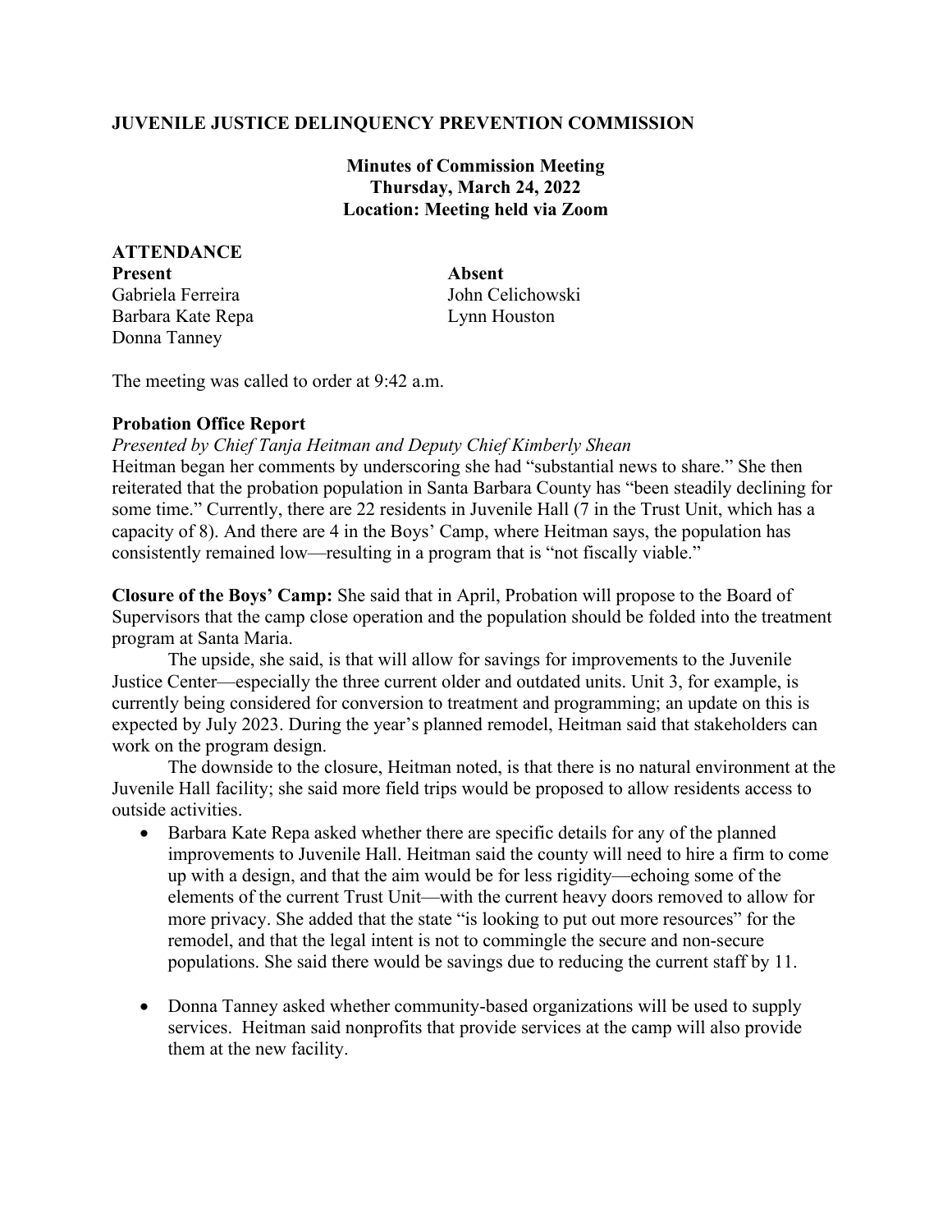## JUVENILE JUSTICE DELINQUENCY PREVENTION COMMISSION

**Minutes of Commission Meeting**
**Thursday, March 24, 2022**
**Location: Meeting held via Zoom**

**ATTENDANCE**

| Present | Absent |
|---|---|
| Gabriela Ferreira | John Celichowski |
| Barbara Kate Repa | Lynn Houston |
| Donna Tanney | |

The meeting was called to order at 9:42 a.m.

**Probation Office Report**

*Presented by Chief Tanja Heitman and Deputy Chief Kimberly Shean*

Heitman began her comments by underscoring she had "substantial news to share." She then reiterated that the probation population in Santa Barbara County has "been steadily declining for some time." Currently, there are 22 residents in Juvenile Hall (7 in the Trust Unit, which has a capacity of 8). And there are 4 in the Boys' Camp, where Heitman says, the population has consistently remained low—resulting in a program that is "not fiscally viable."

**Closure of the Boys' Camp:** She said that in April, Probation will propose to the Board of Supervisors that the camp close operation and the population should be folded into the treatment program at Santa Maria.

The upside, she said, is that will allow for savings for improvements to the Juvenile Justice Center—especially the three current older and outdated units. Unit 3, for example, is currently being considered for conversion to treatment and programming; an update on this is expected by July 2023. During the year's planned remodel, Heitman said that stakeholders can work on the program design.

The downside to the closure, Heitman noted, is that there is no natural environment at the Juvenile Hall facility; she said more field trips would be proposed to allow residents access to outside activities.

- Barbara Kate Repa asked whether there are specific details for any of the planned improvements to Juvenile Hall. Heitman said the county will need to hire a firm to come up with a design, and that the aim would be for less rigidity—echoing some of the elements of the current Trust Unit—with the current heavy doors removed to allow for more privacy. She added that the state "is looking to put out more resources" for the remodel, and that the legal intent is not to commingle the secure and non-secure populations. She said there would be savings due to reducing the current staff by 11.

- Donna Tanney asked whether community-based organizations will be used to supply services. Heitman said nonprofits that provide services at the camp will also provide them at the new facility.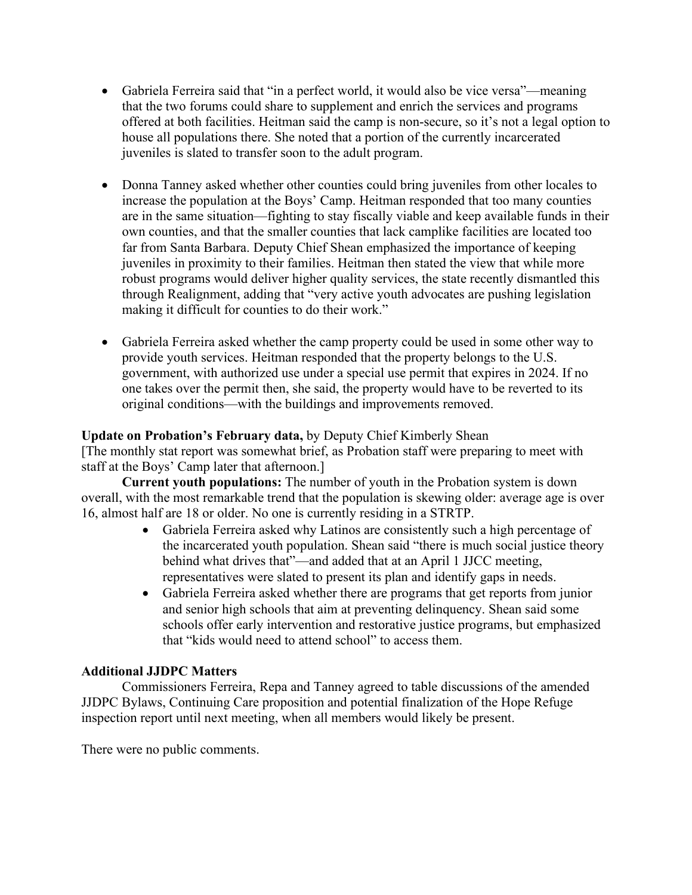- Gabriela Ferreira said that "in a perfect world, it would also be vice versa"—meaning that the two forums could share to supplement and enrich the services and programs offered at both facilities. Heitman said the camp is non-secure, so it's not a legal option to house all populations there. She noted that a portion of the currently incarcerated juveniles is slated to transfer soon to the adult program.

- Donna Tanney asked whether other counties could bring juveniles from other locales to increase the population at the Boys' Camp. Heitman responded that too many counties are in the same situation—fighting to stay fiscally viable and keep available funds in their own counties, and that the smaller counties that lack camplike facilities are located too far from Santa Barbara. Deputy Chief Shean emphasized the importance of keeping juveniles in proximity to their families. Heitman then stated the view that while more robust programs would deliver higher quality services, the state recently dismantled this through Realignment, adding that "very active youth advocates are pushing legislation making it difficult for counties to do their work."

- Gabriela Ferreira asked whether the camp property could be used in some other way to provide youth services. Heitman responded that the property belongs to the U.S. government, with authorized use under a special use permit that expires in 2024. If no one takes over the permit then, she said, the property would have to be reverted to its original conditions—with the buildings and improvements removed.

**Update on Probation's February data,** by Deputy Chief Kimberly Shean
[The monthly stat report was somewhat brief, as Probation staff were preparing to meet with staff at the Boys' Camp later that afternoon.]

**Current youth populations:** The number of youth in the Probation system is down overall, with the most remarkable trend that the population is skewing older: average age is over 16, almost half are 18 or older. No one is currently residing in a STRTP.

- Gabriela Ferreira asked why Latinos are consistently such a high percentage of the incarcerated youth population. Shean said "there is much social justice theory behind what drives that"—and added that at an April 1 JJCC meeting, representatives were slated to present its plan and identify gaps in needs.
- Gabriela Ferreira asked whether there are programs that get reports from junior and senior high schools that aim at preventing delinquency. Shean said some schools offer early intervention and restorative justice programs, but emphasized that "kids would need to attend school" to access them.

**Additional JJDPC Matters**

Commissioners Ferreira, Repa and Tanney agreed to table discussions of the amended JJDPC Bylaws, Continuing Care proposition and potential finalization of the Hope Refuge inspection report until next meeting, when all members would likely be present.

There were no public comments.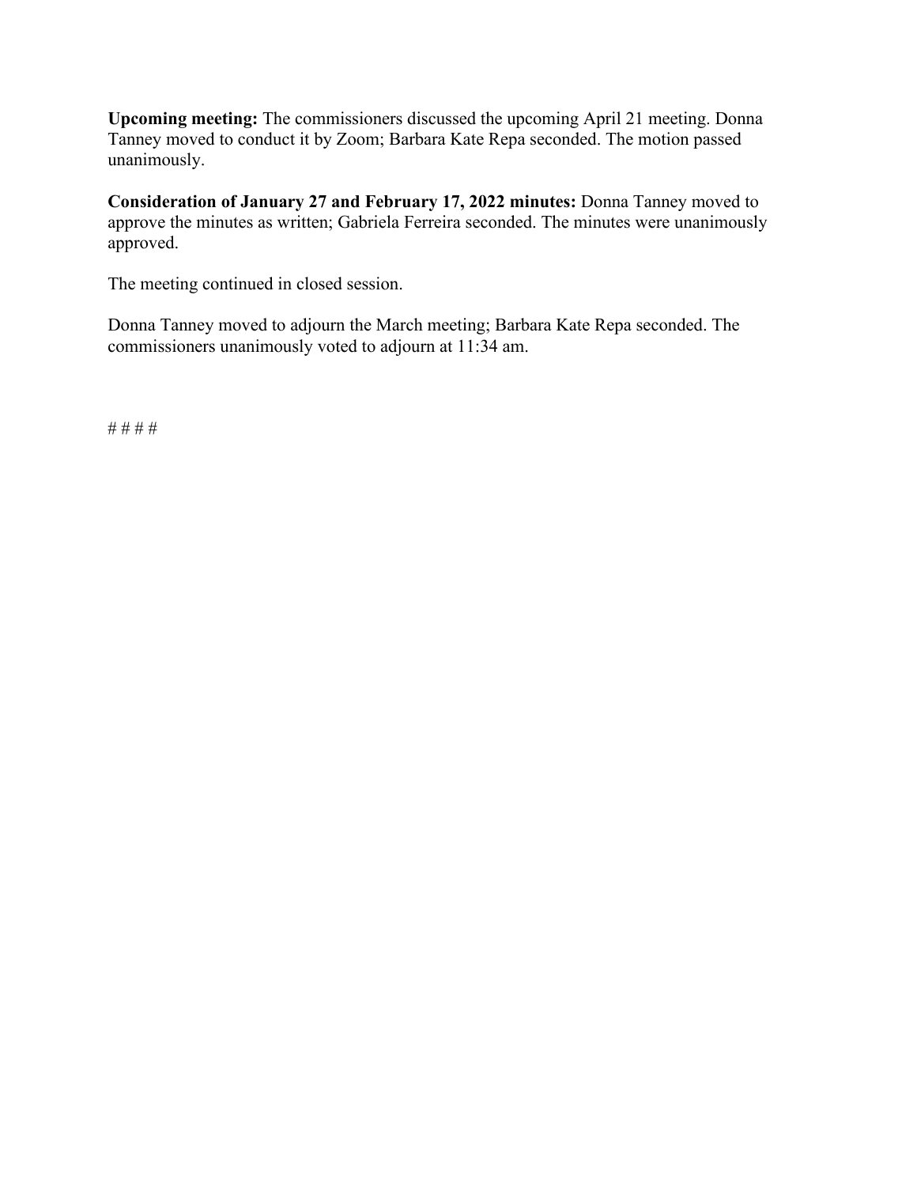**Upcoming meeting:** The commissioners discussed the upcoming April 21 meeting. Donna Tanney moved to conduct it by Zoom; Barbara Kate Repa seconded. The motion passed unanimously.

**Consideration of January 27 and February 17, 2022 minutes:** Donna Tanney moved to approve the minutes as written; Gabriela Ferreira seconded. The minutes were unanimously approved.

The meeting continued in closed session.

Donna Tanney moved to adjourn the March meeting; Barbara Kate Repa seconded. The commissioners unanimously voted to adjourn at 11:34 am.

# # # #